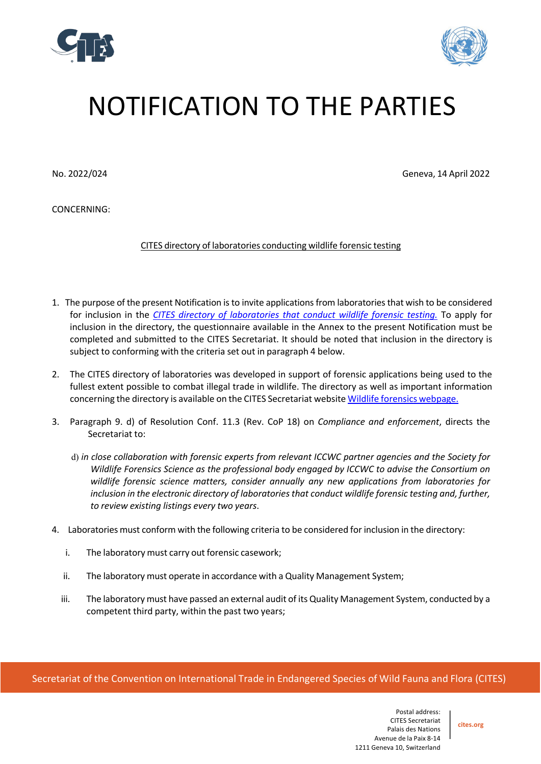# NOTIFICATION TO THE PARTIES

No. 2022/024

Geneva, 14 April 2022

CONCERNING:

CITES directory of laboratories conducting wildlife forensic testing

1. The purpose of the present Notification is to invite applications from laboratories that wish to be considered for inclusion in the *CITES directory of laboratories that conduct wildlife forensic testing.* To apply for inclusion in the directory, the questionnaire available in the Annex to the present Notification must be completed and submitted to the CITES Secretariat. It should be noted that inclusion in the directory is subject to conforming with the criteria set out in paragraph 4 below.

2. The CITES directory of laboratories was developed in support of forensic applications being used to the fullest extent possible to combat illegal trade in wildlife. The directory as well as important information concerning the directory is available on the CITES Secretariat website Wildlife forensics webpage.

3. Paragraph 9. d) of Resolution Conf. 11.3 (Rev. CoP 18) on *Compliance and enforcement*, directs the Secretariat to:

   d) *in close collaboration with forensic experts from relevant ICCWC partner agencies and the Society for Wildlife Forensics Science as the professional body engaged by ICCWC to advise the Consortium on wildlife forensic science matters, consider annually any new applications from laboratories for inclusion in the electronic directory of laboratories that conduct wildlife forensic testing and, further, to review existing listings every two years*.

4. Laboratories must conform with the following criteria to be considered for inclusion in the directory:

   i. The laboratory must carry out forensic casework;

   ii. The laboratory must operate in accordance with a Quality Management System;

   iii. The laboratory must have passed an external audit of its Quality Management System, conducted by a competent third party, within the past two years;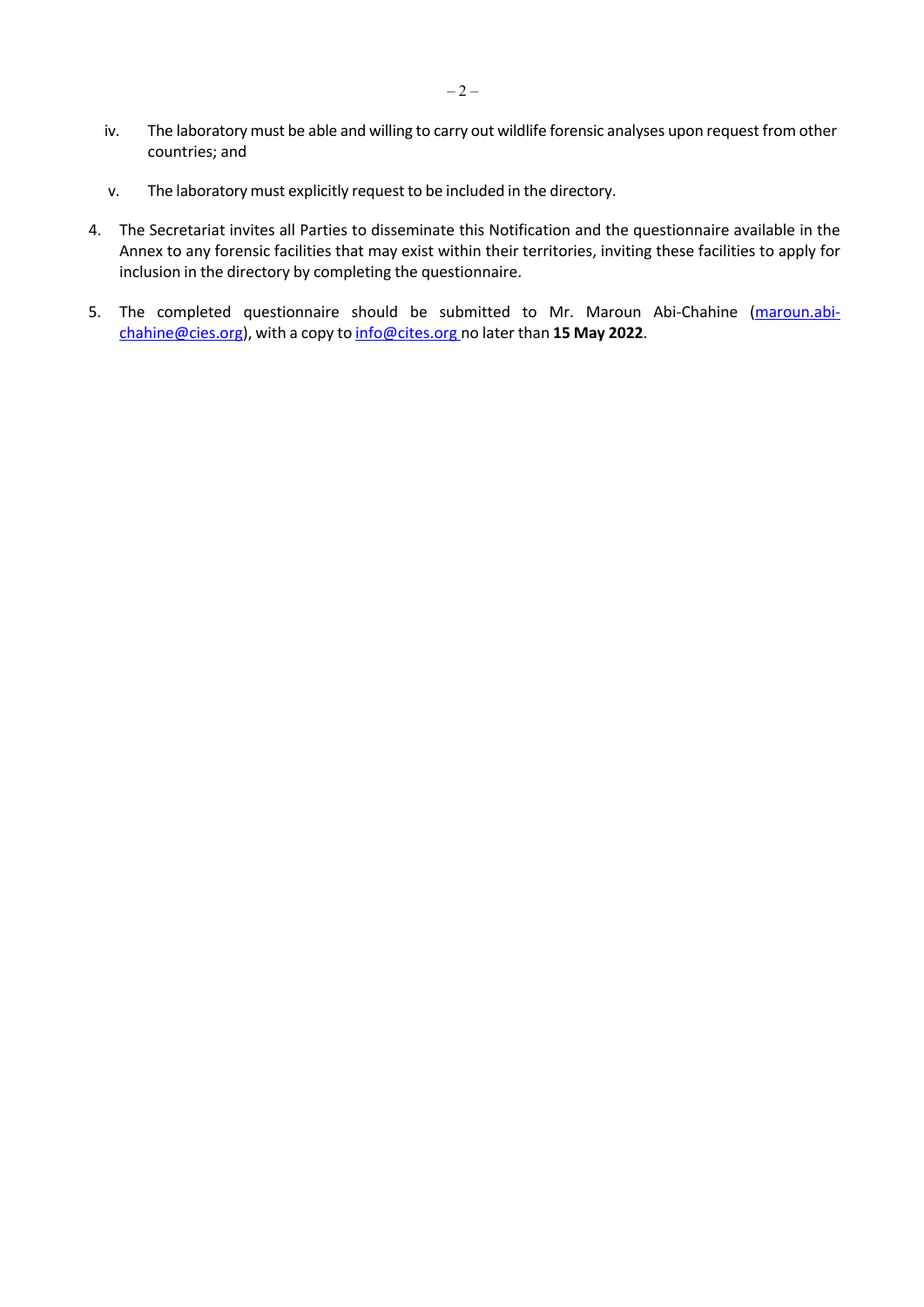iv. The laboratory must be able and willing to carry out wildlife forensic analyses upon request from other countries; and

v. The laboratory must explicitly request to be included in the directory.

4. The Secretariat invites all Parties to disseminate this Notification and the questionnaire available in the Annex to any forensic facilities that may exist within their territories, inviting these facilities to apply for inclusion in the directory by completing the questionnaire.

5. The completed questionnaire should be submitted to Mr. Maroun Abi-Chahine (maroun.abi-chahine@cies.org), with a copy to info@cites.org no later than **15 May 2022**.